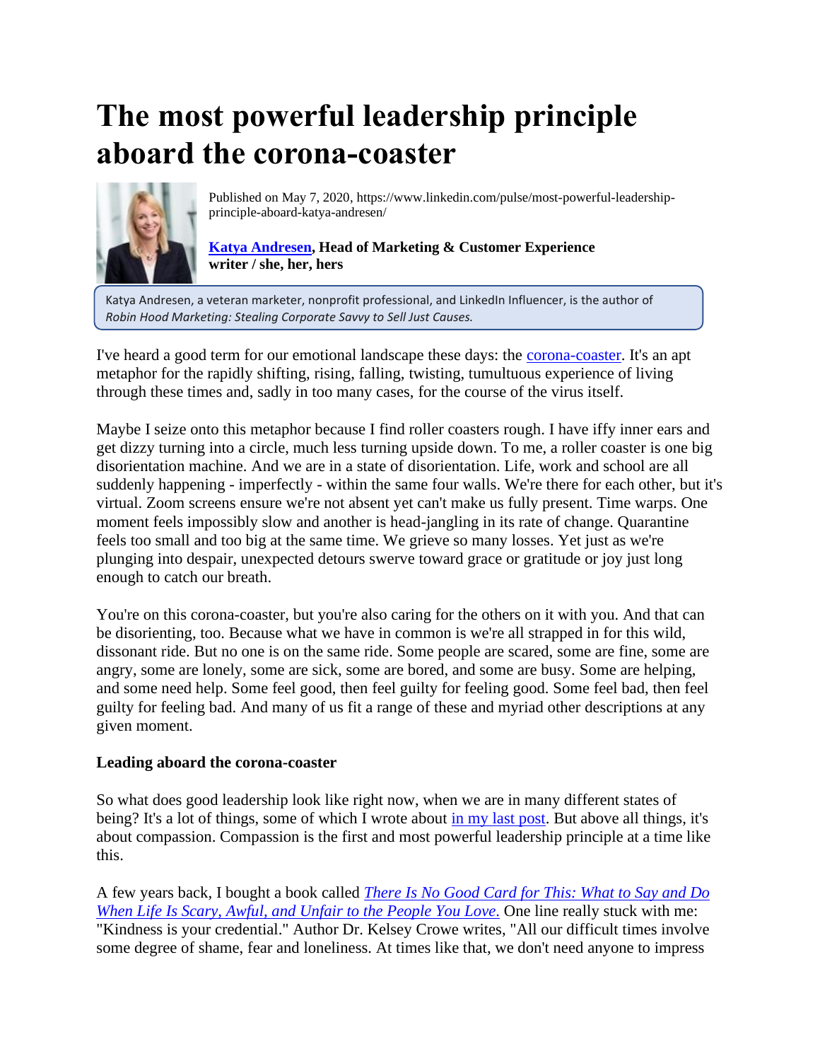# The most powerful leadership principle aboard the corona-coaster

Published on May 7, 2020, https://www.linkedin.com/pulse/most-powerful-leadership-principle-aboard-katya-andresen/

**Katya Andresen, Head of Marketing & Customer Experience**
**writer / she, her, hers**

Katya Andresen, a veteran marketer, nonprofit professional, and LinkedIn Influencer, is the author of *Robin Hood Marketing: Stealing Corporate Savvy to Sell Just Causes.*

I've heard a good term for our emotional landscape these days: the corona-coaster. It's an apt metaphor for the rapidly shifting, rising, falling, twisting, tumultuous experience of living through these times and, sadly in too many cases, for the course of the virus itself.

Maybe I seize onto this metaphor because I find roller coasters rough. I have iffy inner ears and get dizzy turning into a circle, much less turning upside down. To me, a roller coaster is one big disorientation machine. And we are in a state of disorientation. Life, work and school are all suddenly happening - imperfectly - within the same four walls. We're there for each other, but it's virtual. Zoom screens ensure we're not absent yet can't make us fully present. Time warps. One moment feels impossibly slow and another is head-jangling in its rate of change. Quarantine feels too small and too big at the same time. We grieve so many losses. Yet just as we're plunging into despair, unexpected detours swerve toward grace or gratitude or joy just long enough to catch our breath.

You're on this corona-coaster, but you're also caring for the others on it with you. And that can be disorienting, too. Because what we have in common is we're all strapped in for this wild, dissonant ride. But no one is on the same ride. Some people are scared, some are fine, some are angry, some are lonely, some are sick, some are bored, and some are busy. Some are helping, and some need help. Some feel good, then feel guilty for feeling good. Some feel bad, then feel guilty for feeling bad. And many of us fit a range of these and myriad other descriptions at any given moment.

**Leading aboard the corona-coaster**

So what does good leadership look like right now, when we are in many different states of being? It's a lot of things, some of which I wrote about in my last post. But above all things, it's about compassion. Compassion is the first and most powerful leadership principle at a time like this.

A few years back, I bought a book called *There Is No Good Card for This: What to Say and Do When Life Is Scary, Awful, and Unfair to the People You Love.* One line really stuck with me: "Kindness is your credential." Author Dr. Kelsey Crowe writes, "All our difficult times involve some degree of shame, fear and loneliness. At times like that, we don't need anyone to impress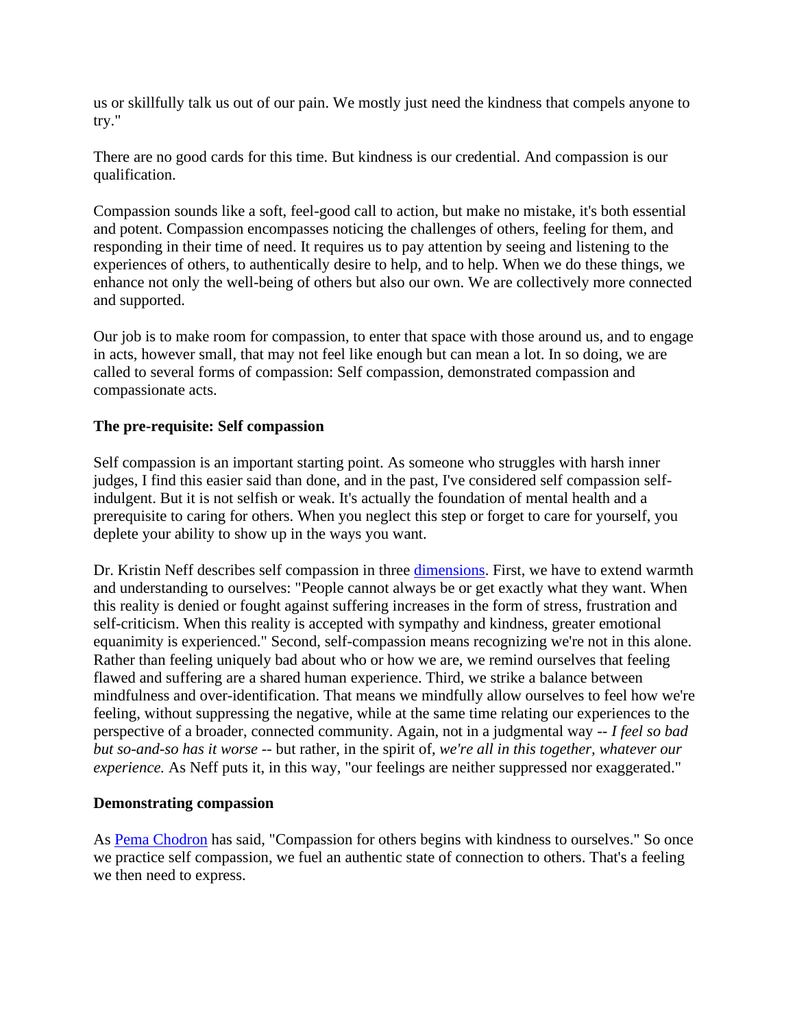us or skillfully talk us out of our pain. We mostly just need the kindness that compels anyone to try."

There are no good cards for this time. But kindness is our credential. And compassion is our qualification.

Compassion sounds like a soft, feel-good call to action, but make no mistake, it's both essential and potent. Compassion encompasses noticing the challenges of others, feeling for them, and responding in their time of need. It requires us to pay attention by seeing and listening to the experiences of others, to authentically desire to help, and to help. When we do these things, we enhance not only the well-being of others but also our own. We are collectively more connected and supported.

Our job is to make room for compassion, to enter that space with those around us, and to engage in acts, however small, that may not feel like enough but can mean a lot. In so doing, we are called to several forms of compassion: Self compassion, demonstrated compassion and compassionate acts.

**The pre-requisite: Self compassion**

Self compassion is an important starting point. As someone who struggles with harsh inner judges, I find this easier said than done, and in the past, I've considered self compassion self-indulgent. But it is not selfish or weak. It's actually the foundation of mental health and a prerequisite to caring for others. When you neglect this step or forget to care for yourself, you deplete your ability to show up in the ways you want.

Dr. Kristin Neff describes self compassion in three [dimensions]. First, we have to extend warmth and understanding to ourselves: "People cannot always be or get exactly what they want. When this reality is denied or fought against suffering increases in the form of stress, frustration and self-criticism. When this reality is accepted with sympathy and kindness, greater emotional equanimity is experienced." Second, self-compassion means recognizing we're not in this alone. Rather than feeling uniquely bad about who or how we are, we remind ourselves that feeling flawed and suffering are a shared human experience. Third, we strike a balance between mindfulness and over-identification. That means we mindfully allow ourselves to feel how we're feeling, without suppressing the negative, while at the same time relating our experiences to the perspective of a broader, connected community. Again, not in a judgmental way -- *I feel so bad but so-and-so has it worse* -- but rather, in the spirit of, *we're all in this together, whatever our experience.* As Neff puts it, in this way, "our feelings are neither suppressed nor exaggerated."

**Demonstrating compassion**

As [Pema Chodron] has said, "Compassion for others begins with kindness to ourselves." So once we practice self compassion, we fuel an authentic state of connection to others. That's a feeling we then need to express.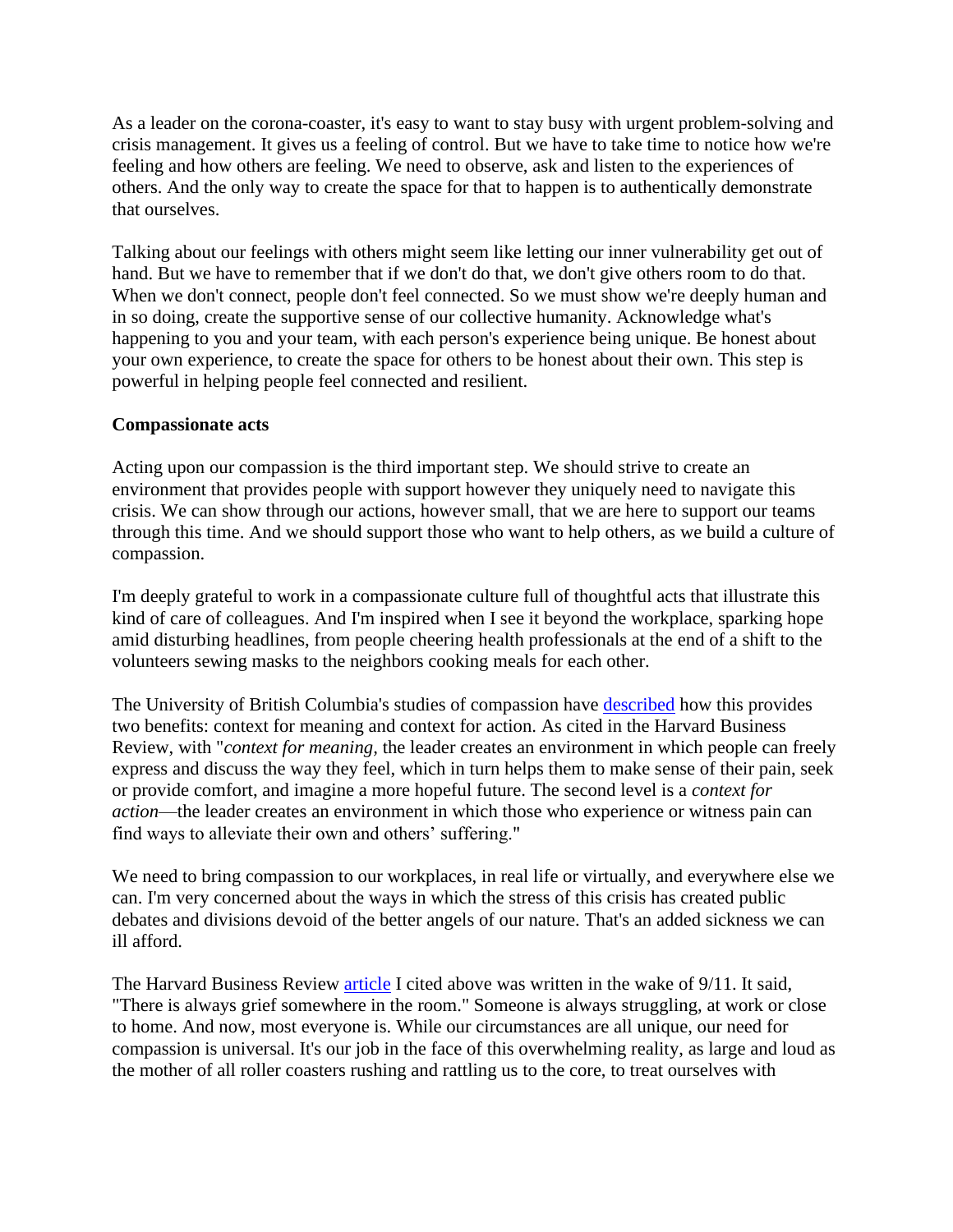As a leader on the corona-coaster, it's easy to want to stay busy with urgent problem-solving and crisis management. It gives us a feeling of control. But we have to take time to notice how we're feeling and how others are feeling. We need to observe, ask and listen to the experiences of others. And the only way to create the space for that to happen is to authentically demonstrate that ourselves.

Talking about our feelings with others might seem like letting our inner vulnerability get out of hand. But we have to remember that if we don't do that, we don't give others room to do that. When we don't connect, people don't feel connected. So we must show we're deeply human and in so doing, create the supportive sense of our collective humanity. Acknowledge what's happening to you and your team, with each person's experience being unique. Be honest about your own experience, to create the space for others to be honest about their own. This step is powerful in helping people feel connected and resilient.

**Compassionate acts**

Acting upon our compassion is the third important step. We should strive to create an environment that provides people with support however they uniquely need to navigate this crisis. We can show through our actions, however small, that we are here to support our teams through this time. And we should support those who want to help others, as we build a culture of compassion.

I'm deeply grateful to work in a compassionate culture full of thoughtful acts that illustrate this kind of care of colleagues. And I'm inspired when I see it beyond the workplace, sparking hope amid disturbing headlines, from people cheering health professionals at the end of a shift to the volunteers sewing masks to the neighbors cooking meals for each other.

The University of British Columbia's studies of compassion have described how this provides two benefits: context for meaning and context for action. As cited in the Harvard Business Review, with "*context for meaning*, the leader creates an environment in which people can freely express and discuss the way they feel, which in turn helps them to make sense of their pain, seek or provide comfort, and imagine a more hopeful future. The second level is a *context for action*—the leader creates an environment in which those who experience or witness pain can find ways to alleviate their own and others' suffering."

We need to bring compassion to our workplaces, in real life or virtually, and everywhere else we can. I'm very concerned about the ways in which the stress of this crisis has created public debates and divisions devoid of the better angels of our nature. That's an added sickness we can ill afford.

The Harvard Business Review article I cited above was written in the wake of 9/11. It said, "There is always grief somewhere in the room." Someone is always struggling, at work or close to home. And now, most everyone is. While our circumstances are all unique, our need for compassion is universal. It's our job in the face of this overwhelming reality, as large and loud as the mother of all roller coasters rushing and rattling us to the core, to treat ourselves with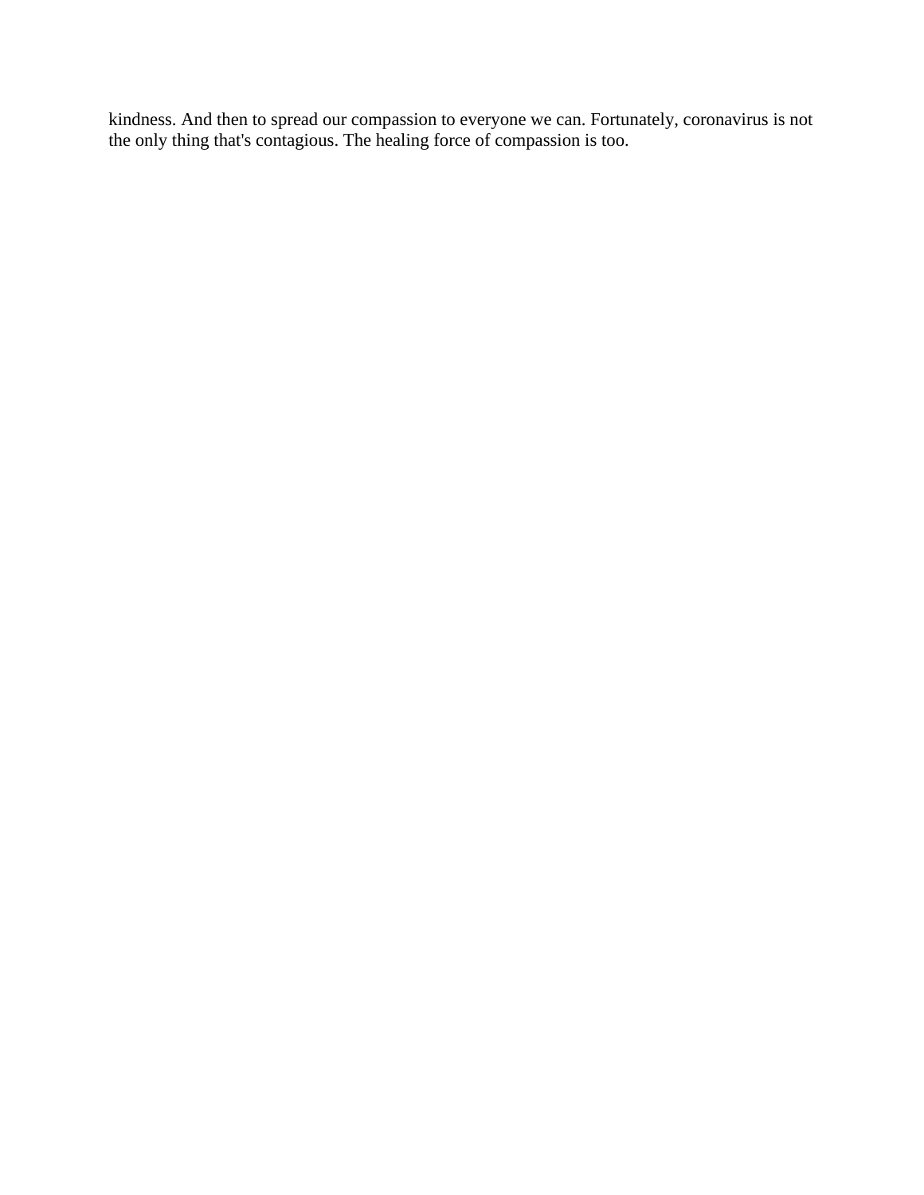kindness. And then to spread our compassion to everyone we can. Fortunately, coronavirus is not the only thing that's contagious. The healing force of compassion is too.